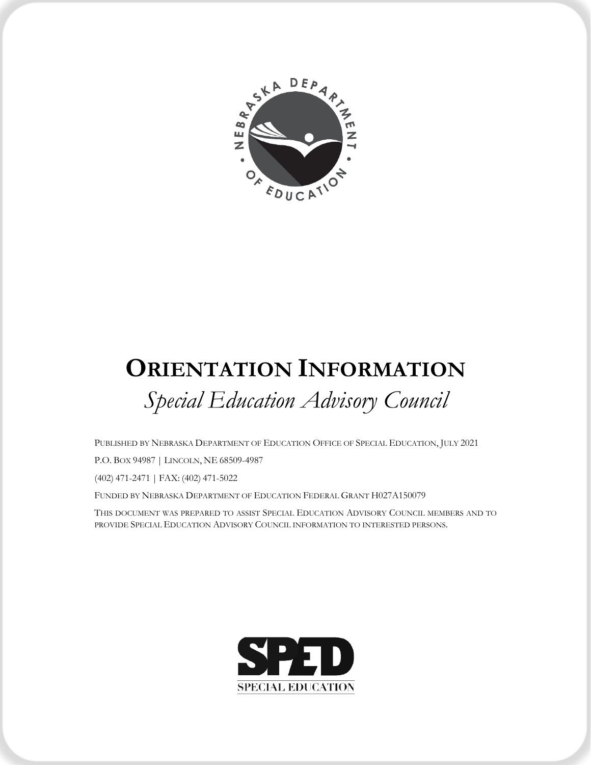# Orientation Information

*Special Education Advisory Council*

Published by Nebraska Department of Education Office of Special Education, July 2021

P.O. Box 94987 | Lincoln, NE 68509-4987

(402) 471-2471 | FAX: (402) 471-5022

Funded by Nebraska Department of Education Federal Grant H027A150079

This document was prepared to assist Special Education Advisory Council members and to provide Special Education Advisory Council information to interested persons.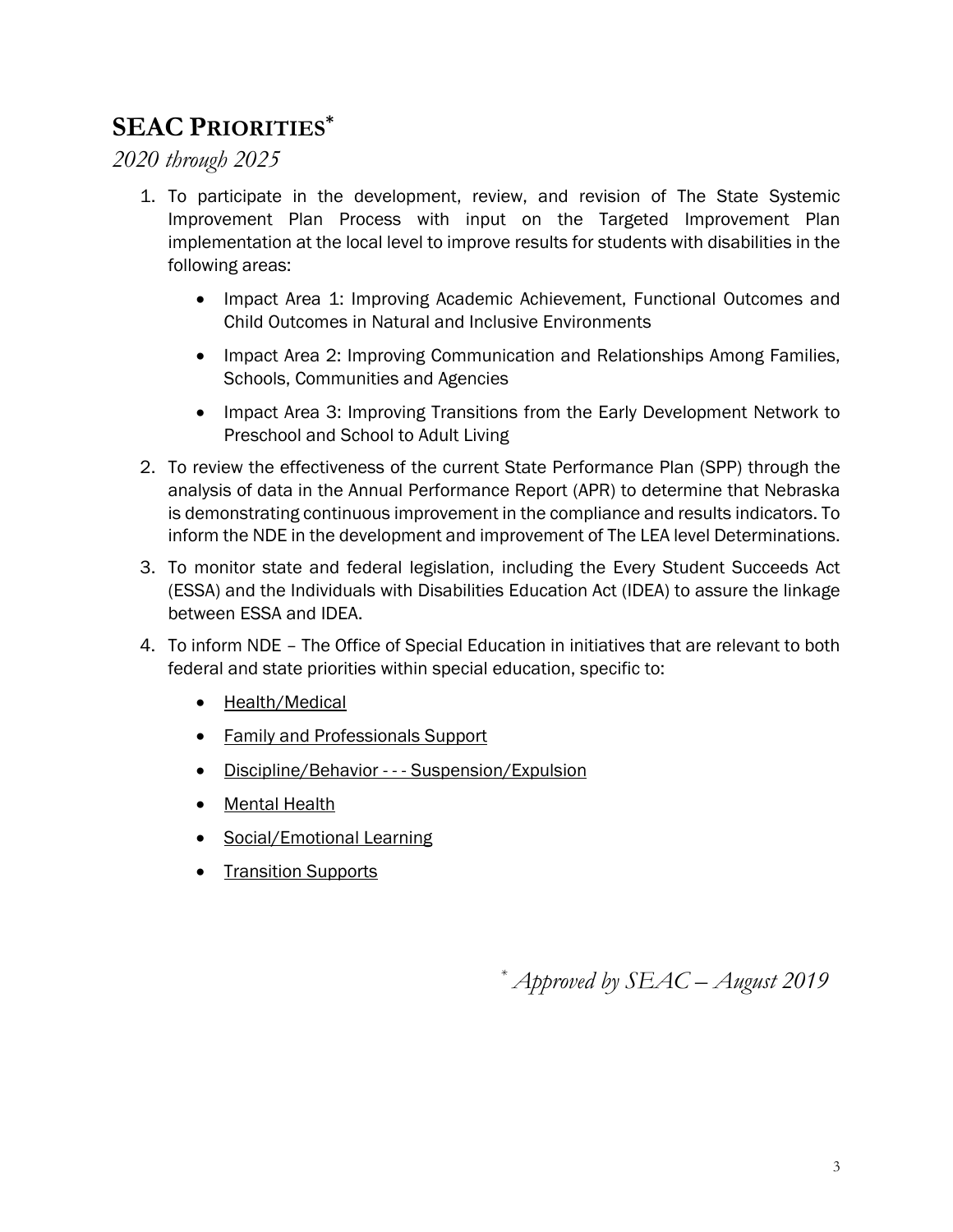# SEAC PRIORITIES*

*2020 through 2025*

1. To participate in the development, review, and revision of The State Systemic Improvement Plan Process with input on the Targeted Improvement Plan implementation at the local level to improve results for students with disabilities in the following areas:
   - Impact Area 1: Improving Academic Achievement, Functional Outcomes and Child Outcomes in Natural and Inclusive Environments
   - Impact Area 2: Improving Communication and Relationships Among Families, Schools, Communities and Agencies
   - Impact Area 3: Improving Transitions from the Early Development Network to Preschool and School to Adult Living
2. To review the effectiveness of the current State Performance Plan (SPP) through the analysis of data in the Annual Performance Report (APR) to determine that Nebraska is demonstrating continuous improvement in the compliance and results indicators. To inform the NDE in the development and improvement of The LEA level Determinations.
3. To monitor state and federal legislation, including the Every Student Succeeds Act (ESSA) and the Individuals with Disabilities Education Act (IDEA) to assure the linkage between ESSA and IDEA.
4. To inform NDE – The Office of Special Education in initiatives that are relevant to both federal and state priorities within special education, specific to:
   - Health/Medical
   - Family and Professionals Support
   - Discipline/Behavior - - - Suspension/Expulsion
   - Mental Health
   - Social/Emotional Learning
   - Transition Supports

*\* Approved by SEAC – August 2019*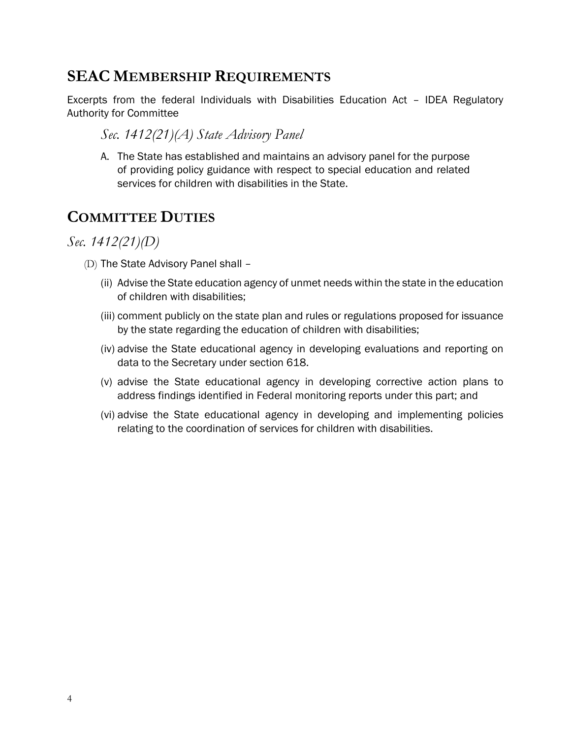## SEAC Membership Requirements

Excerpts from the federal Individuals with Disabilities Education Act – IDEA Regulatory Authority for Committee

### *Sec. 1412(21)(A) State Advisory Panel*

A. The State has established and maintains an advisory panel for the purpose of providing policy guidance with respect to special education and related services for children with disabilities in the State.

## Committee Duties

### *Sec. 1412(21)(D)*

(D) The State Advisory Panel shall –

(ii) Advise the State education agency of unmet needs within the state in the education of children with disabilities;

(iii) comment publicly on the state plan and rules or regulations proposed for issuance by the state regarding the education of children with disabilities;

(iv) advise the State educational agency in developing evaluations and reporting on data to the Secretary under section 618.

(v) advise the State educational agency in developing corrective action plans to address findings identified in Federal monitoring reports under this part; and

(vi) advise the State educational agency in developing and implementing policies relating to the coordination of services for children with disabilities.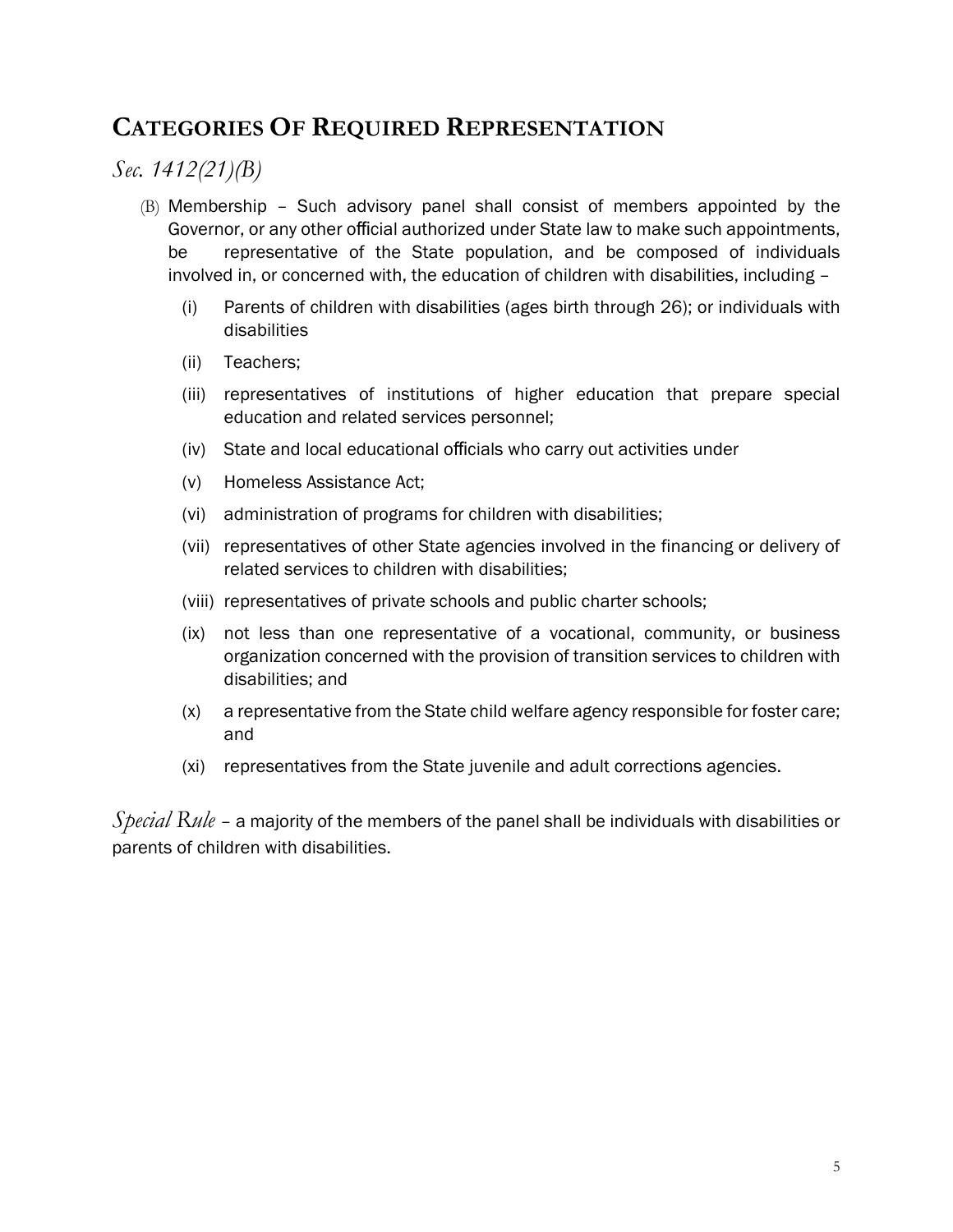## Categories Of Required Representation

*Sec. 1412(21)(B)*

(B) Membership – Such advisory panel shall consist of members appointed by the Governor, or any other official authorized under State law to make such appointments, be representative of the State population, and be composed of individuals involved in, or concerned with, the education of children with disabilities, including –

- (i) Parents of children with disabilities (ages birth through 26); or individuals with disabilities
- (ii) Teachers;
- (iii) representatives of institutions of higher education that prepare special education and related services personnel;
- (iv) State and local educational officials who carry out activities under
- (v) Homeless Assistance Act;
- (vi) administration of programs for children with disabilities;
- (vii) representatives of other State agencies involved in the financing or delivery of related services to children with disabilities;
- (viii) representatives of private schools and public charter schools;
- (ix) not less than one representative of a vocational, community, or business organization concerned with the provision of transition services to children with disabilities; and
- (x) a representative from the State child welfare agency responsible for foster care; and
- (xi) representatives from the State juvenile and adult corrections agencies.

*Special Rule* – a majority of the members of the panel shall be individuals with disabilities or parents of children with disabilities.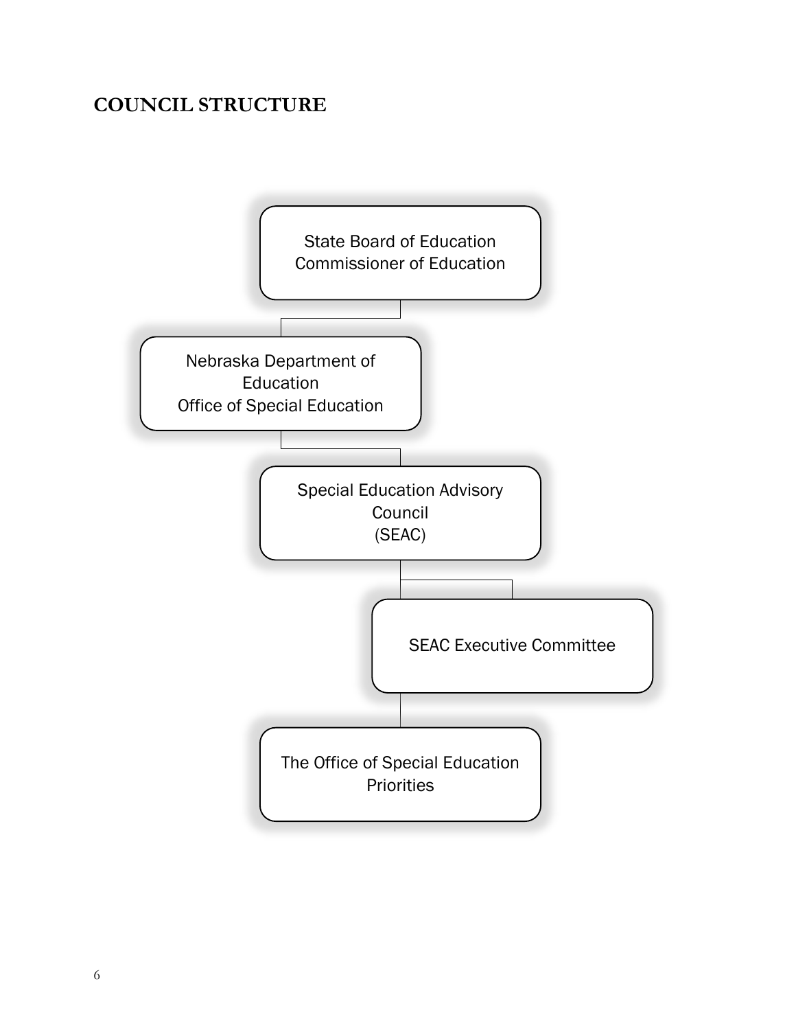## COUNCIL STRUCTURE

State Board of Education
Commissioner of Education

Nebraska Department of Education
Office of Special Education

Special Education Advisory Council
(SEAC)

SEAC Executive Committee

The Office of Special Education Priorities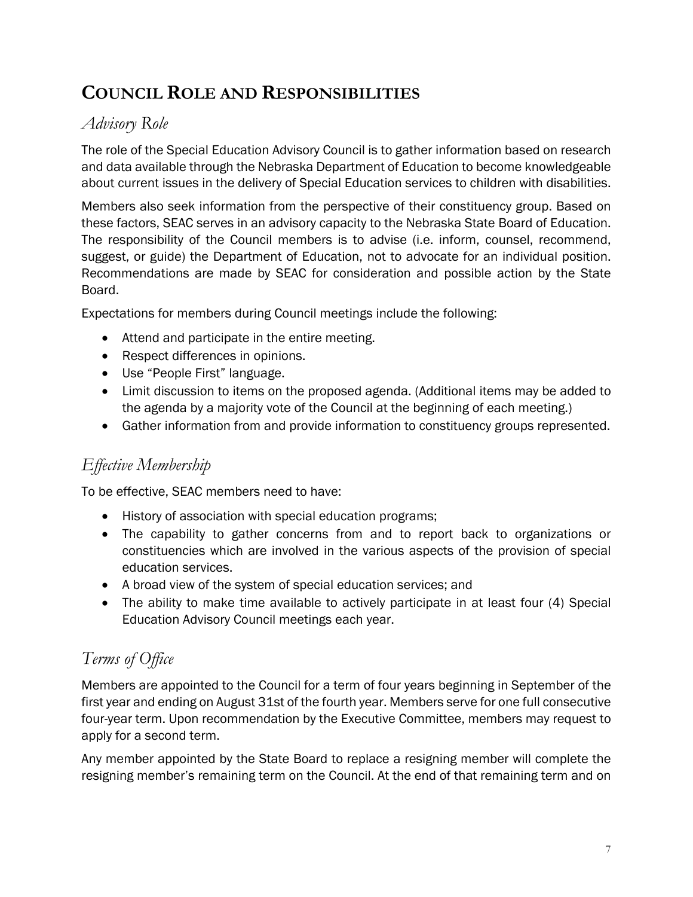# COUNCIL ROLE AND RESPONSIBILITIES

## *Advisory Role*

The role of the Special Education Advisory Council is to gather information based on research and data available through the Nebraska Department of Education to become knowledgeable about current issues in the delivery of Special Education services to children with disabilities.

Members also seek information from the perspective of their constituency group. Based on these factors, SEAC serves in an advisory capacity to the Nebraska State Board of Education. The responsibility of the Council members is to advise (i.e. inform, counsel, recommend, suggest, or guide) the Department of Education, not to advocate for an individual position. Recommendations are made by SEAC for consideration and possible action by the State Board.

Expectations for members during Council meetings include the following:

- Attend and participate in the entire meeting.
- Respect differences in opinions.
- Use "People First" language.
- Limit discussion to items on the proposed agenda. (Additional items may be added to the agenda by a majority vote of the Council at the beginning of each meeting.)
- Gather information from and provide information to constituency groups represented.

## *Effective Membership*

To be effective, SEAC members need to have:

- History of association with special education programs;
- The capability to gather concerns from and to report back to organizations or constituencies which are involved in the various aspects of the provision of special education services.
- A broad view of the system of special education services; and
- The ability to make time available to actively participate in at least four (4) Special Education Advisory Council meetings each year.

## *Terms of Office*

Members are appointed to the Council for a term of four years beginning in September of the first year and ending on August 31st of the fourth year. Members serve for one full consecutive four-year term. Upon recommendation by the Executive Committee, members may request to apply for a second term.

Any member appointed by the State Board to replace a resigning member will complete the resigning member's remaining term on the Council. At the end of that remaining term and on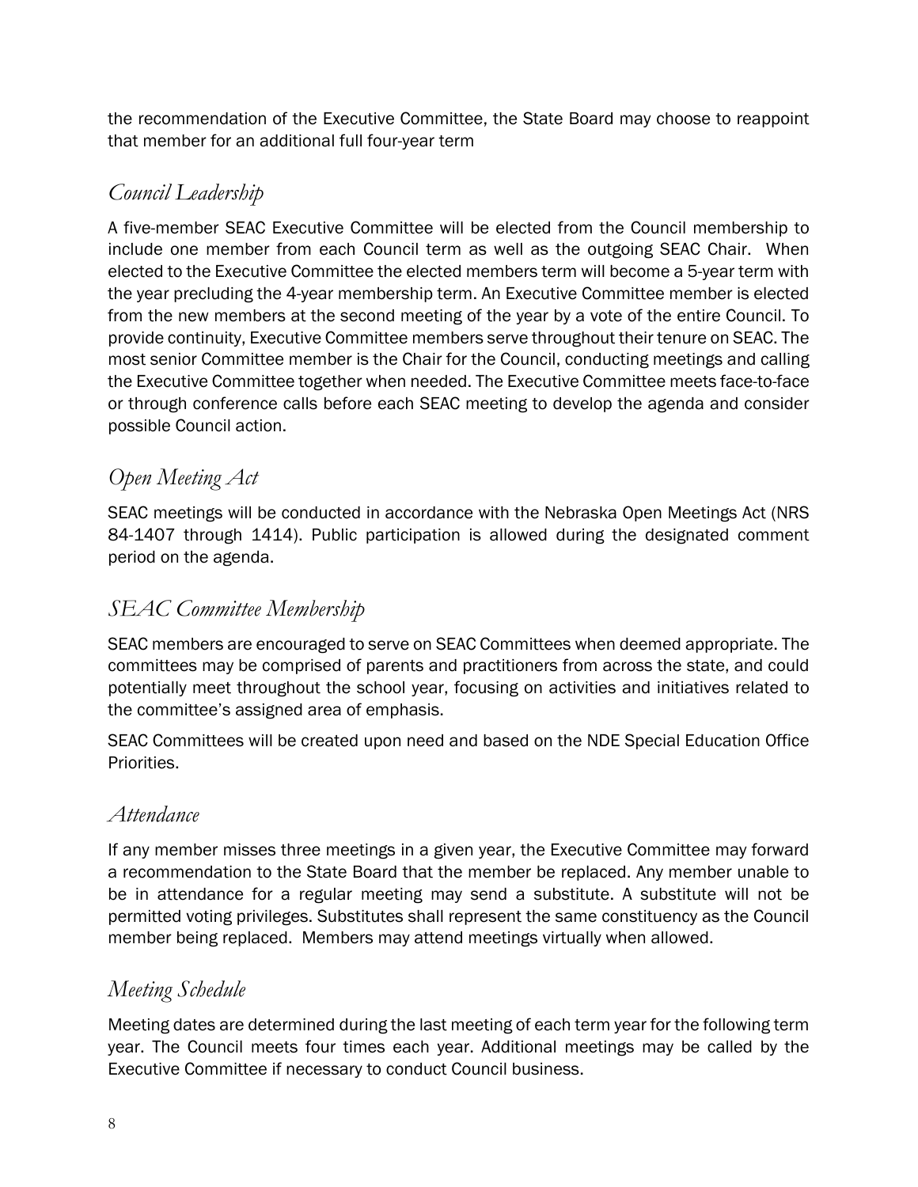the recommendation of the Executive Committee, the State Board may choose to reappoint that member for an additional full four-year term

## *Council Leadership*

A five-member SEAC Executive Committee will be elected from the Council membership to include one member from each Council term as well as the outgoing SEAC Chair. When elected to the Executive Committee the elected members term will become a 5-year term with the year precluding the 4-year membership term. An Executive Committee member is elected from the new members at the second meeting of the year by a vote of the entire Council. To provide continuity, Executive Committee members serve throughout their tenure on SEAC. The most senior Committee member is the Chair for the Council, conducting meetings and calling the Executive Committee together when needed. The Executive Committee meets face-to-face or through conference calls before each SEAC meeting to develop the agenda and consider possible Council action.

## *Open Meeting Act*

SEAC meetings will be conducted in accordance with the Nebraska Open Meetings Act (NRS 84-1407 through 1414). Public participation is allowed during the designated comment period on the agenda.

## *SEAC Committee Membership*

SEAC members are encouraged to serve on SEAC Committees when deemed appropriate. The committees may be comprised of parents and practitioners from across the state, and could potentially meet throughout the school year, focusing on activities and initiatives related to the committee's assigned area of emphasis.

SEAC Committees will be created upon need and based on the NDE Special Education Office Priorities.

## *Attendance*

If any member misses three meetings in a given year, the Executive Committee may forward a recommendation to the State Board that the member be replaced. Any member unable to be in attendance for a regular meeting may send a substitute. A substitute will not be permitted voting privileges. Substitutes shall represent the same constituency as the Council member being replaced. Members may attend meetings virtually when allowed.

## *Meeting Schedule*

Meeting dates are determined during the last meeting of each term year for the following term year. The Council meets four times each year. Additional meetings may be called by the Executive Committee if necessary to conduct Council business.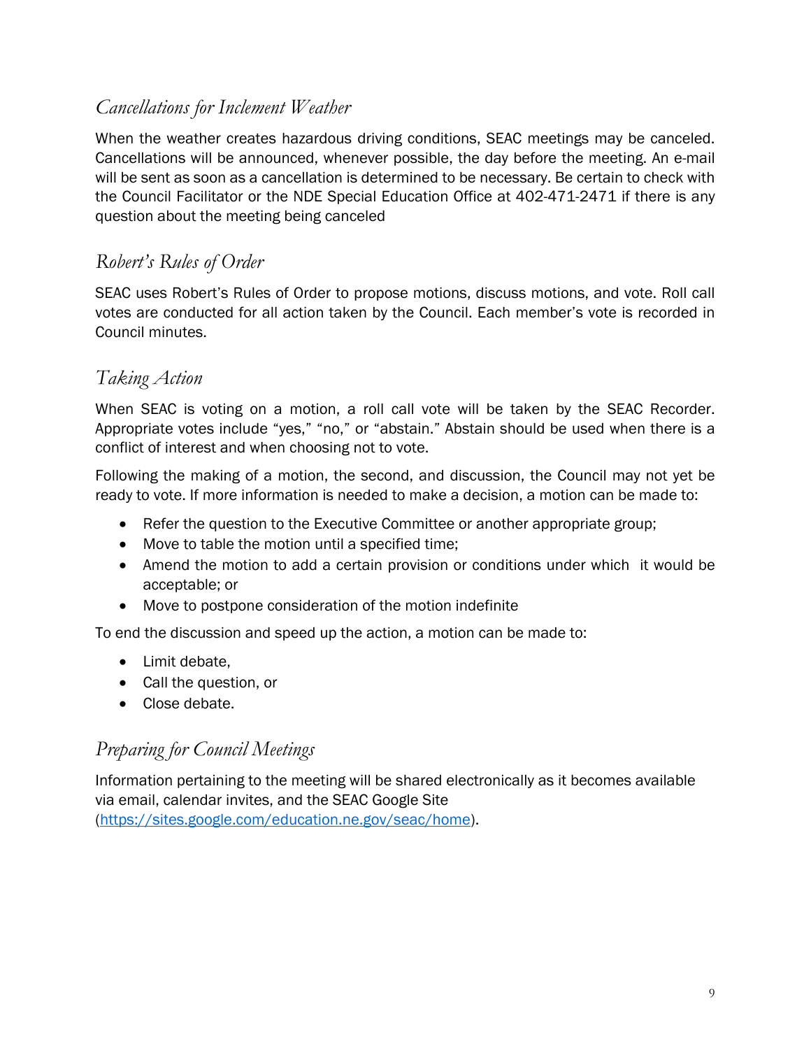## *Cancellations for Inclement Weather*

When the weather creates hazardous driving conditions, SEAC meetings may be canceled. Cancellations will be announced, whenever possible, the day before the meeting. An e-mail will be sent as soon as a cancellation is determined to be necessary. Be certain to check with the Council Facilitator or the NDE Special Education Office at 402-471-2471 if there is any question about the meeting being canceled

## *Robert's Rules of Order*

SEAC uses Robert's Rules of Order to propose motions, discuss motions, and vote. Roll call votes are conducted for all action taken by the Council. Each member's vote is recorded in Council minutes.

## *Taking Action*

When SEAC is voting on a motion, a roll call vote will be taken by the SEAC Recorder. Appropriate votes include "yes," "no," or "abstain." Abstain should be used when there is a conflict of interest and when choosing not to vote.

Following the making of a motion, the second, and discussion, the Council may not yet be ready to vote. If more information is needed to make a decision, a motion can be made to:

- Refer the question to the Executive Committee or another appropriate group;
- Move to table the motion until a specified time;
- Amend the motion to add a certain provision or conditions under which it would be acceptable; or
- Move to postpone consideration of the motion indefinite

To end the discussion and speed up the action, a motion can be made to:

- Limit debate,
- Call the question, or
- Close debate.

## *Preparing for Council Meetings*

Information pertaining to the meeting will be shared electronically as it becomes available via email, calendar invites, and the SEAC Google Site (https://sites.google.com/education.ne.gov/seac/home).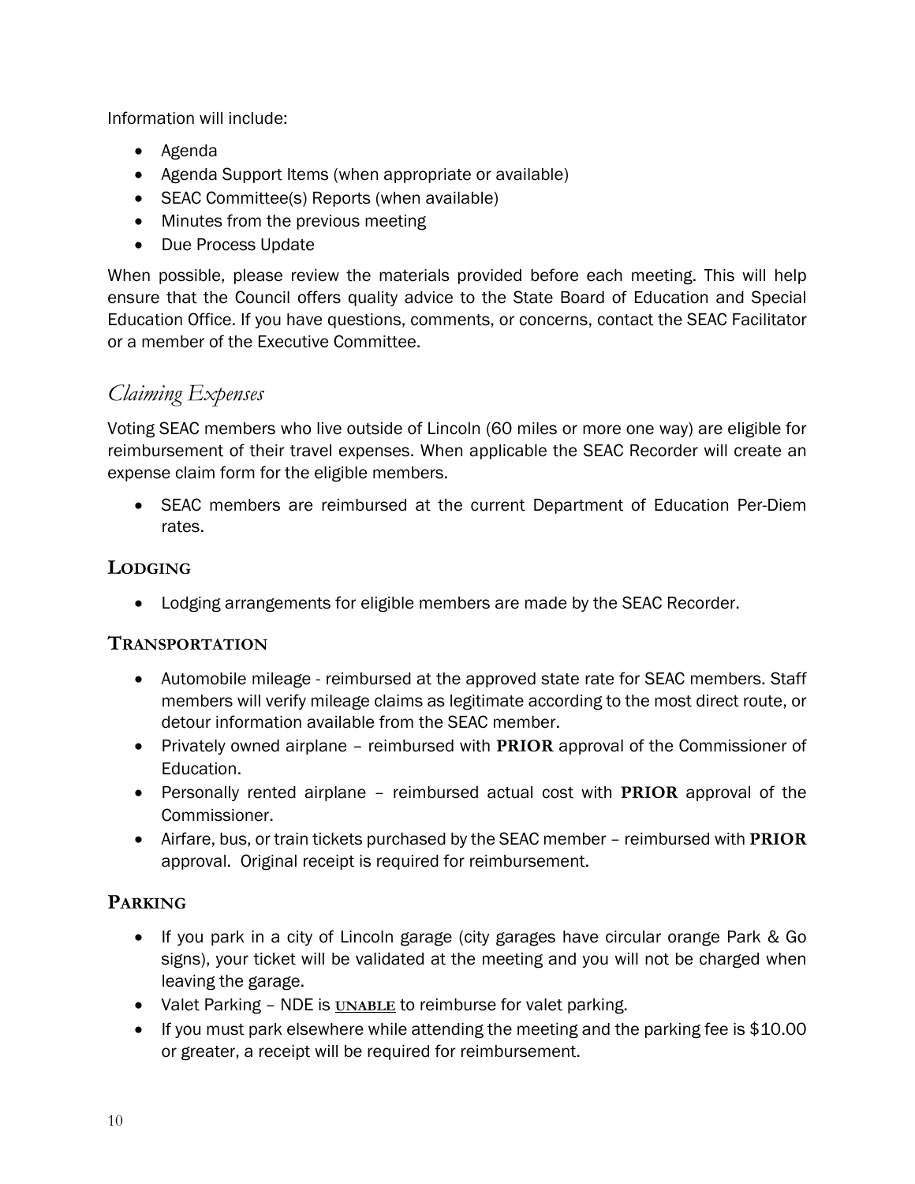Information will include:

- Agenda
- Agenda Support Items (when appropriate or available)
- SEAC Committee(s) Reports (when available)
- Minutes from the previous meeting
- Due Process Update

When possible, please review the materials provided before each meeting. This will help ensure that the Council offers quality advice to the State Board of Education and Special Education Office. If you have questions, comments, or concerns, contact the SEAC Facilitator or a member of the Executive Committee.

## *Claiming Expenses*

Voting SEAC members who live outside of Lincoln (60 miles or more one way) are eligible for reimbursement of their travel expenses. When applicable the SEAC Recorder will create an expense claim form for the eligible members.

- SEAC members are reimbursed at the current Department of Education Per-Diem rates.

### LODGING

- Lodging arrangements for eligible members are made by the SEAC Recorder.

### TRANSPORTATION

- Automobile mileage - reimbursed at the approved state rate for SEAC members. Staff members will verify mileage claims as legitimate according to the most direct route, or detour information available from the SEAC member.
- Privately owned airplane – reimbursed with **PRIOR** approval of the Commissioner of Education.
- Personally rented airplane – reimbursed actual cost with **PRIOR** approval of the Commissioner.
- Airfare, bus, or train tickets purchased by the SEAC member – reimbursed with **PRIOR** approval. Original receipt is required for reimbursement.

### PARKING

- If you park in a city of Lincoln garage (city garages have circular orange Park & Go signs), your ticket will be validated at the meeting and you will not be charged when leaving the garage.
- Valet Parking – NDE is **UNABLE** to reimburse for valet parking.
- If you must park elsewhere while attending the meeting and the parking fee is $10.00 or greater, a receipt will be required for reimbursement.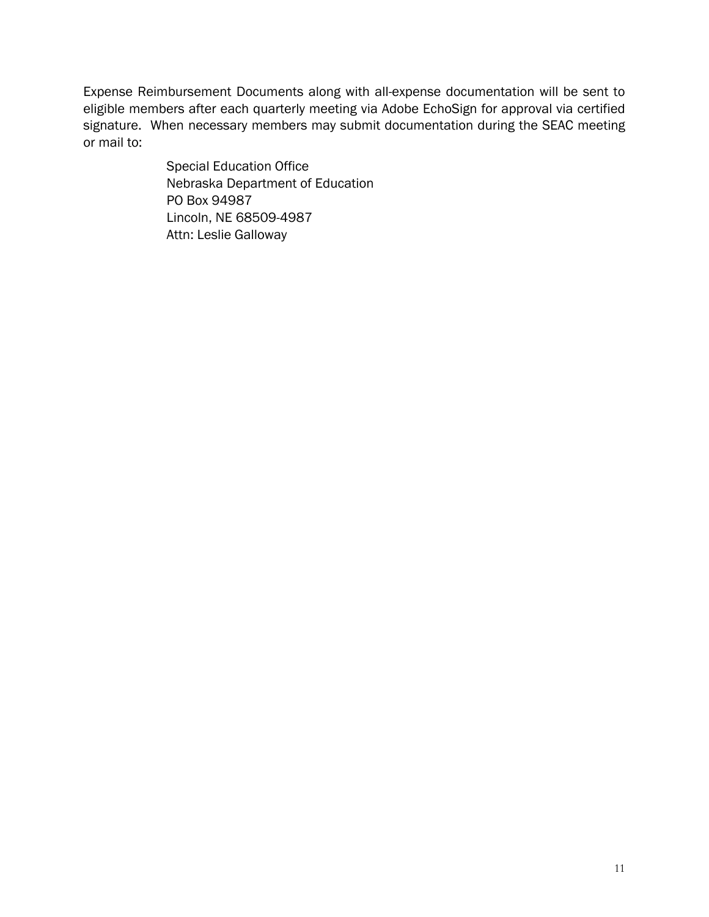Expense Reimbursement Documents along with all-expense documentation will be sent to eligible members after each quarterly meeting via Adobe EchoSign for approval via certified signature. When necessary members may submit documentation during the SEAC meeting or mail to:

Special Education Office  
Nebraska Department of Education  
PO Box 94987  
Lincoln, NE 68509-4987  
Attn: Leslie Galloway